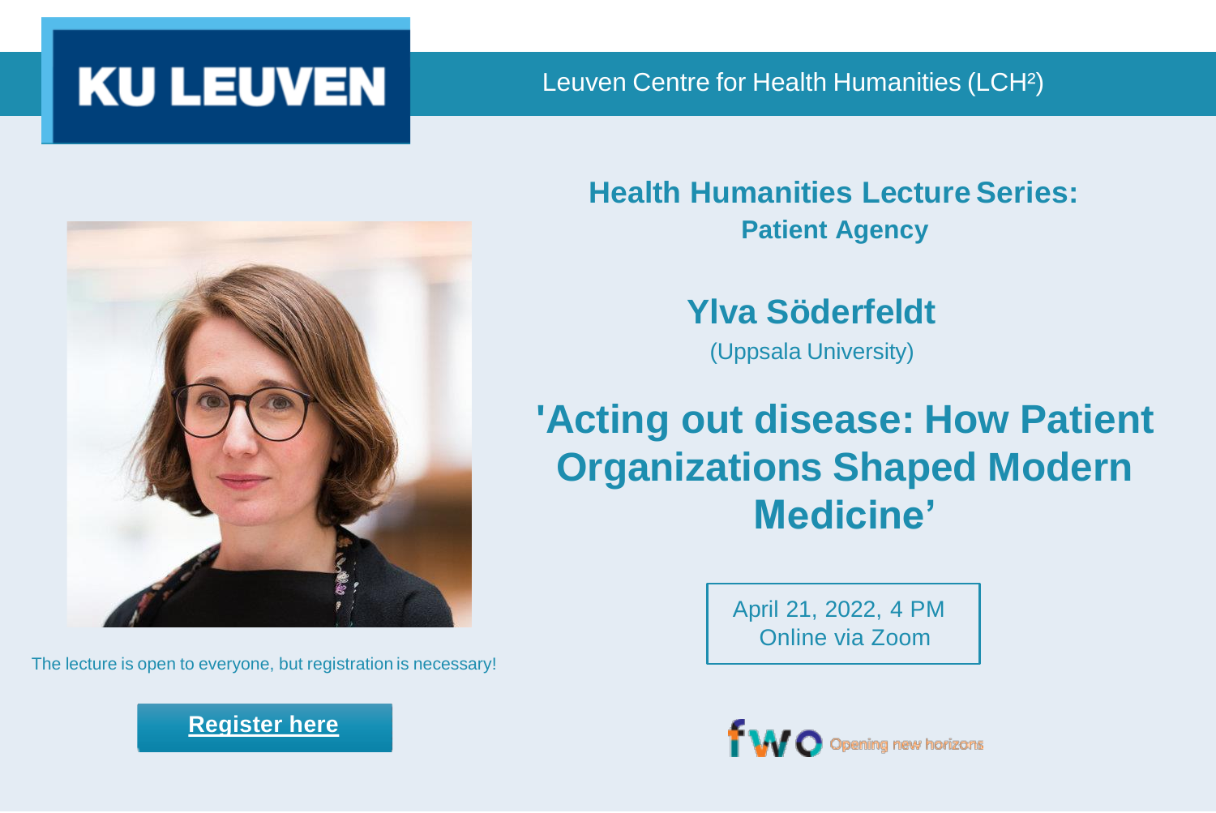**KU LEUVEN**

Leuven Centre for Health Humanities (LCH²)

## Health Humanities Lecture Series:
### Patient Agency

## Ylva Söderfeldt
(Uppsala University)

# 'Acting out disease: How Patient Organizations Shaped Modern Medicine'

April 21, 2022, 4 PM
Online via Zoom

The lecture is open to everyone, but registration is necessary!

**Register here**

fwo Opening new horizons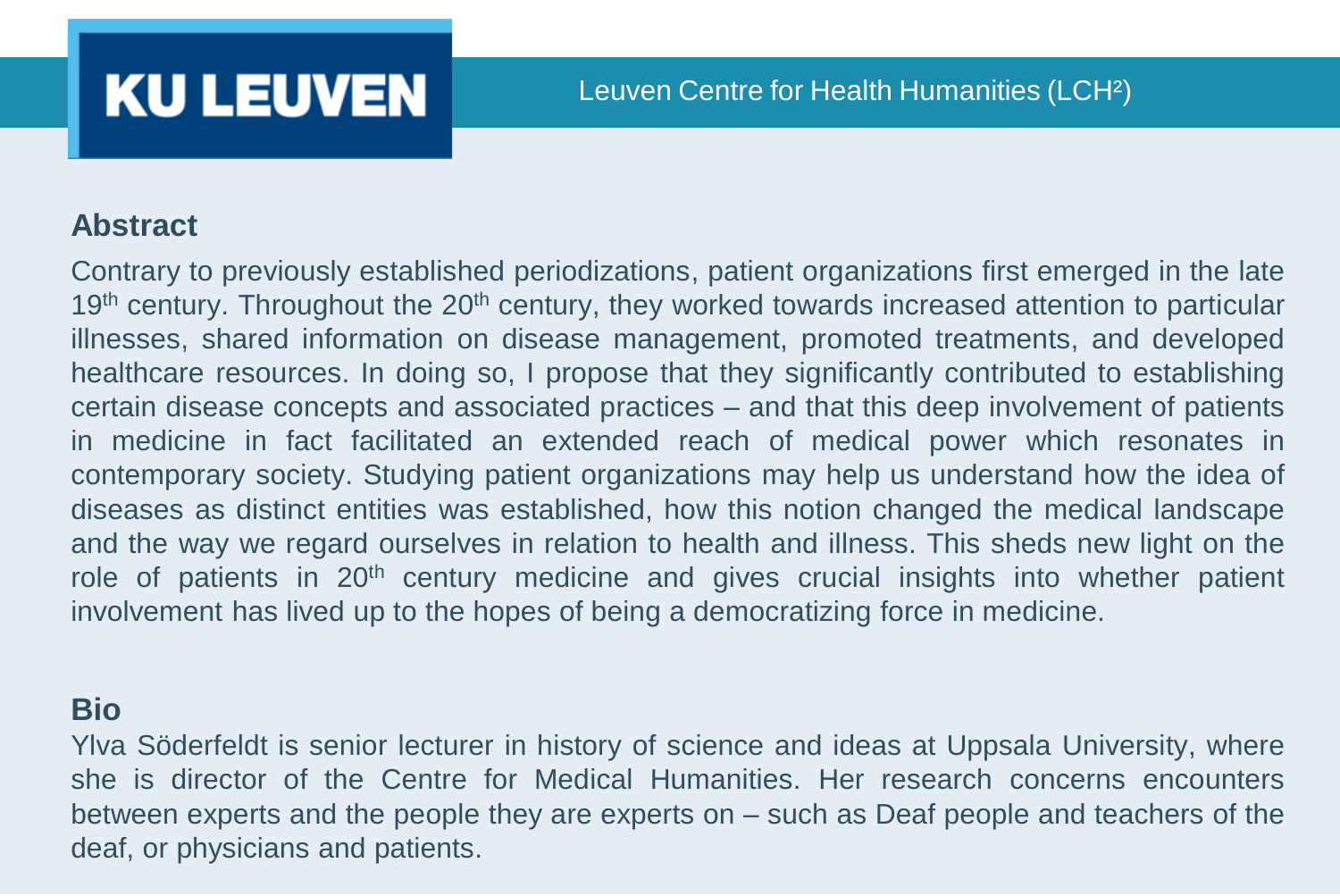## Abstract

Contrary to previously established periodizations, patient organizations first emerged in the late 19th century. Throughout the 20th century, they worked towards increased attention to particular illnesses, shared information on disease management, promoted treatments, and developed healthcare resources. In doing so, I propose that they significantly contributed to establishing certain disease concepts and associated practices – and that this deep involvement of patients in medicine in fact facilitated an extended reach of medical power which resonates in contemporary society. Studying patient organizations may help us understand how the idea of diseases as distinct entities was established, how this notion changed the medical landscape and the way we regard ourselves in relation to health and illness. This sheds new light on the role of patients in 20th century medicine and gives crucial insights into whether patient involvement has lived up to the hopes of being a democratizing force in medicine.

## Bio

Ylva Söderfeldt is senior lecturer in history of science and ideas at Uppsala University, where she is director of the Centre for Medical Humanities. Her research concerns encounters between experts and the people they are experts on – such as Deaf people and teachers of the deaf, or physicians and patients.